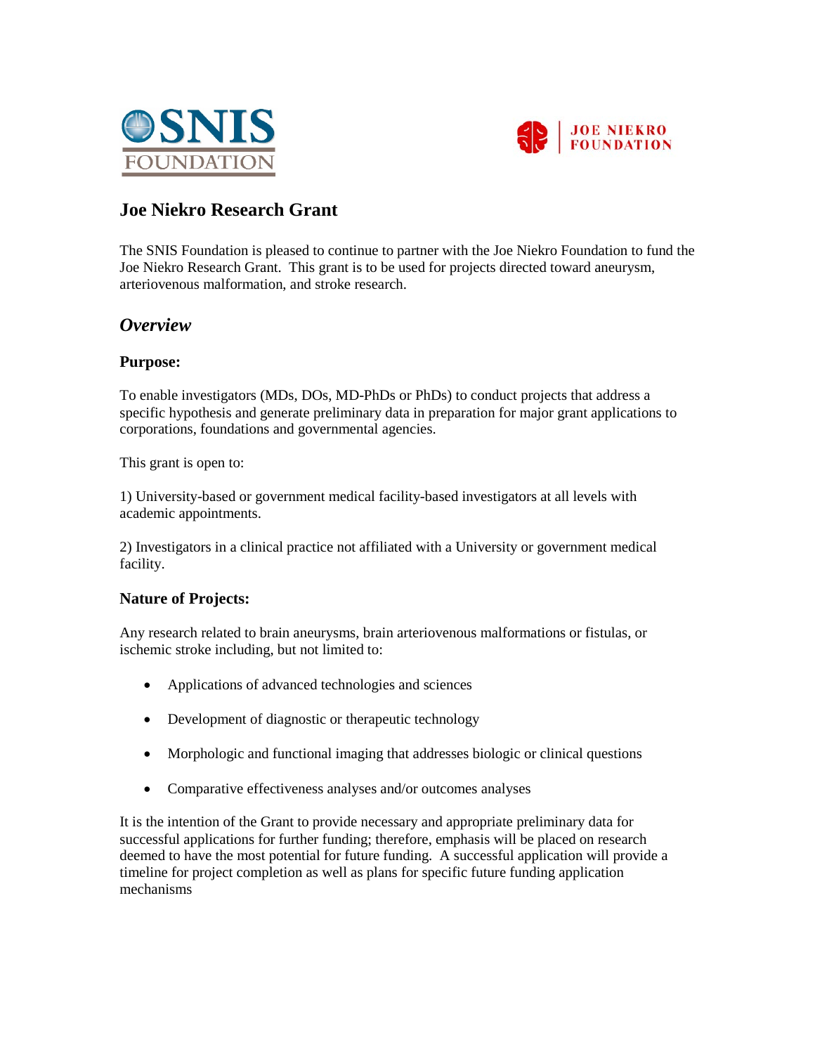SNIS FOUNDATION

JOE NIEKRO FOUNDATION

# Joe Niekro Research Grant

The SNIS Foundation is pleased to continue to partner with the Joe Niekro Foundation to fund the Joe Niekro Research Grant. This grant is to be used for projects directed toward aneurysm, arteriovenous malformation, and stroke research.

## *Overview*

### Purpose:

To enable investigators (MDs, DOs, MD-PhDs or PhDs) to conduct projects that address a specific hypothesis and generate preliminary data in preparation for major grant applications to corporations, foundations and governmental agencies.

This grant is open to:

1) University-based or government medical facility-based investigators at all levels with academic appointments.

2) Investigators in a clinical practice not affiliated with a University or government medical facility.

### Nature of Projects:

Any research related to brain aneurysms, brain arteriovenous malformations or fistulas, or ischemic stroke including, but not limited to:

- Applications of advanced technologies and sciences
- Development of diagnostic or therapeutic technology
- Morphologic and functional imaging that addresses biologic or clinical questions
- Comparative effectiveness analyses and/or outcomes analyses

It is the intention of the Grant to provide necessary and appropriate preliminary data for successful applications for further funding; therefore, emphasis will be placed on research deemed to have the most potential for future funding. A successful application will provide a timeline for project completion as well as plans for specific future funding application mechanisms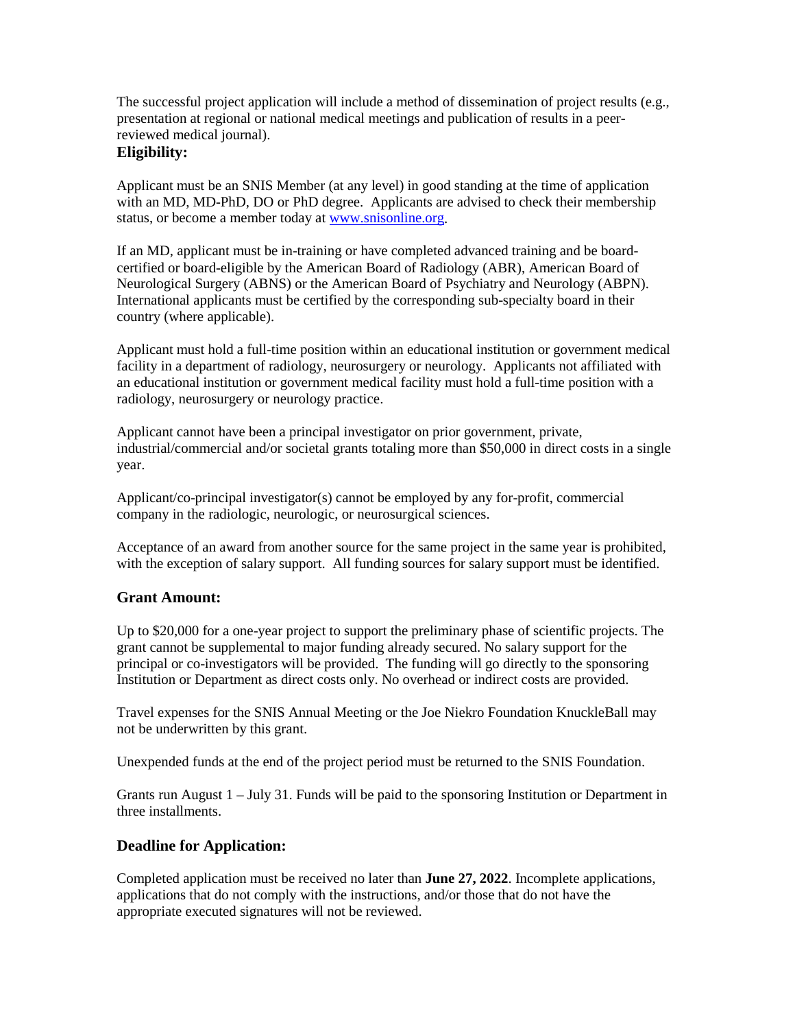The successful project application will include a method of dissemination of project results (e.g., presentation at regional or national medical meetings and publication of results in a peer-reviewed medical journal).

## Eligibility:

Applicant must be an SNIS Member (at any level) in good standing at the time of application with an MD, MD-PhD, DO or PhD degree. Applicants are advised to check their membership status, or become a member today at [www.snisonline.org](www.snisonline.org).

If an MD, applicant must be in-training or have completed advanced training and be board-certified or board-eligible by the American Board of Radiology (ABR), American Board of Neurological Surgery (ABNS) or the American Board of Psychiatry and Neurology (ABPN). International applicants must be certified by the corresponding sub-specialty board in their country (where applicable).

Applicant must hold a full-time position within an educational institution or government medical facility in a department of radiology, neurosurgery or neurology. Applicants not affiliated with an educational institution or government medical facility must hold a full-time position with a radiology, neurosurgery or neurology practice.

Applicant cannot have been a principal investigator on prior government, private, industrial/commercial and/or societal grants totaling more than $50,000 in direct costs in a single year.

Applicant/co-principal investigator(s) cannot be employed by any for-profit, commercial company in the radiologic, neurologic, or neurosurgical sciences.

Acceptance of an award from another source for the same project in the same year is prohibited, with the exception of salary support. All funding sources for salary support must be identified.

## Grant Amount:

Up to $20,000 for a one-year project to support the preliminary phase of scientific projects. The grant cannot be supplemental to major funding already secured. No salary support for the principal or co-investigators will be provided. The funding will go directly to the sponsoring Institution or Department as direct costs only. No overhead or indirect costs are provided.

Travel expenses for the SNIS Annual Meeting or the Joe Niekro Foundation KnuckleBall may not be underwritten by this grant.

Unexpended funds at the end of the project period must be returned to the SNIS Foundation.

Grants run August 1 – July 31. Funds will be paid to the sponsoring Institution or Department in three installments.

## Deadline for Application:

Completed application must be received no later than **June 27, 2022**. Incomplete applications, applications that do not comply with the instructions, and/or those that do not have the appropriate executed signatures will not be reviewed.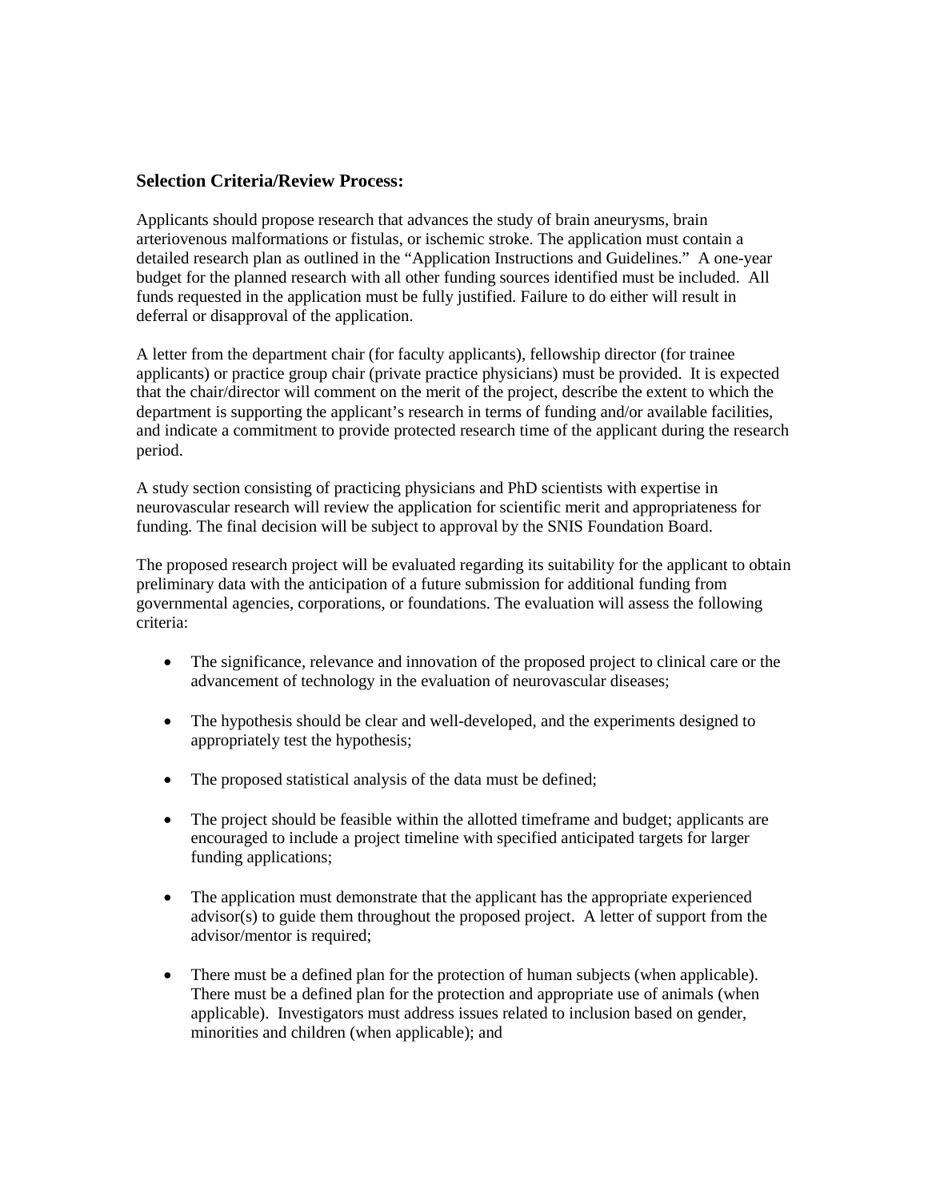## Selection Criteria/Review Process:

Applicants should propose research that advances the study of brain aneurysms, brain arteriovenous malformations or fistulas, or ischemic stroke. The application must contain a detailed research plan as outlined in the "Application Instructions and Guidelines." A one-year budget for the planned research with all other funding sources identified must be included. All funds requested in the application must be fully justified. Failure to do either will result in deferral or disapproval of the application.

A letter from the department chair (for faculty applicants), fellowship director (for trainee applicants) or practice group chair (private practice physicians) must be provided. It is expected that the chair/director will comment on the merit of the project, describe the extent to which the department is supporting the applicant's research in terms of funding and/or available facilities, and indicate a commitment to provide protected research time of the applicant during the research period.

A study section consisting of practicing physicians and PhD scientists with expertise in neurovascular research will review the application for scientific merit and appropriateness for funding. The final decision will be subject to approval by the SNIS Foundation Board.

The proposed research project will be evaluated regarding its suitability for the applicant to obtain preliminary data with the anticipation of a future submission for additional funding from governmental agencies, corporations, or foundations. The evaluation will assess the following criteria:

- The significance, relevance and innovation of the proposed project to clinical care or the advancement of technology in the evaluation of neurovascular diseases;
- The hypothesis should be clear and well-developed, and the experiments designed to appropriately test the hypothesis;
- The proposed statistical analysis of the data must be defined;
- The project should be feasible within the allotted timeframe and budget; applicants are encouraged to include a project timeline with specified anticipated targets for larger funding applications;
- The application must demonstrate that the applicant has the appropriate experienced advisor(s) to guide them throughout the proposed project. A letter of support from the advisor/mentor is required;
- There must be a defined plan for the protection of human subjects (when applicable). There must be a defined plan for the protection and appropriate use of animals (when applicable). Investigators must address issues related to inclusion based on gender, minorities and children (when applicable); and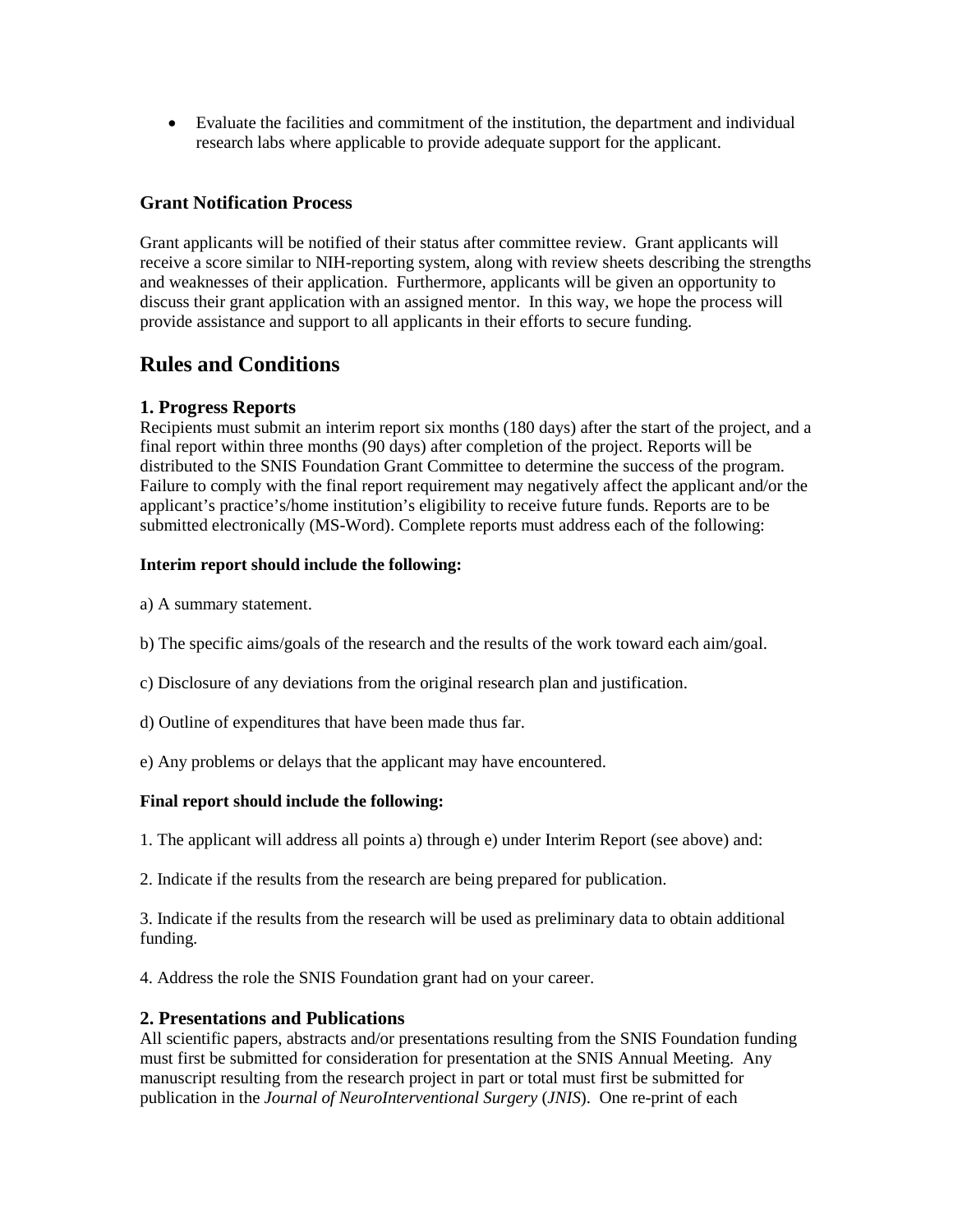- Evaluate the facilities and commitment of the institution, the department and individual research labs where applicable to provide adequate support for the applicant.

### Grant Notification Process

Grant applicants will be notified of their status after committee review. Grant applicants will receive a score similar to NIH-reporting system, along with review sheets describing the strengths and weaknesses of their application. Furthermore, applicants will be given an opportunity to discuss their grant application with an assigned mentor. In this way, we hope the process will provide assistance and support to all applicants in their efforts to secure funding.

## Rules and Conditions

### 1. Progress Reports

Recipients must submit an interim report six months (180 days) after the start of the project, and a final report within three months (90 days) after completion of the project. Reports will be distributed to the SNIS Foundation Grant Committee to determine the success of the program. Failure to comply with the final report requirement may negatively affect the applicant and/or the applicant's practice's/home institution's eligibility to receive future funds. Reports are to be submitted electronically (MS-Word). Complete reports must address each of the following:

**Interim report should include the following:**

a) A summary statement.

b) The specific aims/goals of the research and the results of the work toward each aim/goal.

c) Disclosure of any deviations from the original research plan and justification.

d) Outline of expenditures that have been made thus far.

e) Any problems or delays that the applicant may have encountered.

**Final report should include the following:**

1. The applicant will address all points a) through e) under Interim Report (see above) and:

2. Indicate if the results from the research are being prepared for publication.

3. Indicate if the results from the research will be used as preliminary data to obtain additional funding.

4. Address the role the SNIS Foundation grant had on your career.

### 2. Presentations and Publications

All scientific papers, abstracts and/or presentations resulting from the SNIS Foundation funding must first be submitted for consideration for presentation at the SNIS Annual Meeting. Any manuscript resulting from the research project in part or total must first be submitted for publication in the *Journal of NeuroInterventional Surgery* (*JNIS*). One re-print of each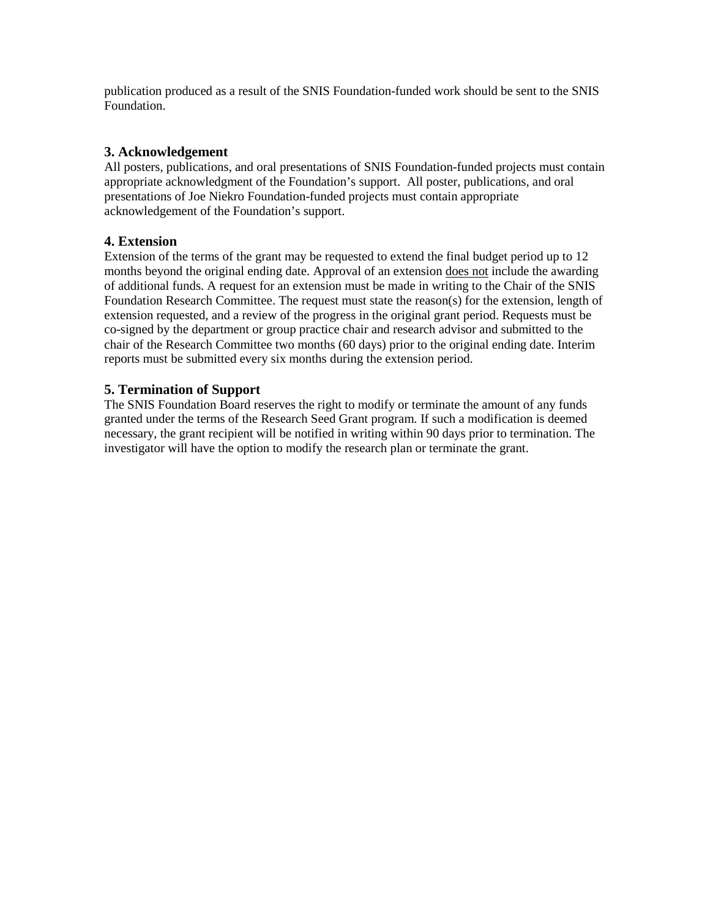publication produced as a result of the SNIS Foundation-funded work should be sent to the SNIS Foundation.

### 3. Acknowledgement

All posters, publications, and oral presentations of SNIS Foundation-funded projects must contain appropriate acknowledgment of the Foundation's support. All poster, publications, and oral presentations of Joe Niekro Foundation-funded projects must contain appropriate acknowledgement of the Foundation's support.

### 4. Extension

Extension of the terms of the grant may be requested to extend the final budget period up to 12 months beyond the original ending date. Approval of an extension does not include the awarding of additional funds. A request for an extension must be made in writing to the Chair of the SNIS Foundation Research Committee. The request must state the reason(s) for the extension, length of extension requested, and a review of the progress in the original grant period. Requests must be co-signed by the department or group practice chair and research advisor and submitted to the chair of the Research Committee two months (60 days) prior to the original ending date. Interim reports must be submitted every six months during the extension period.

### 5. Termination of Support

The SNIS Foundation Board reserves the right to modify or terminate the amount of any funds granted under the terms of the Research Seed Grant program. If such a modification is deemed necessary, the grant recipient will be notified in writing within 90 days prior to termination. The investigator will have the option to modify the research plan or terminate the grant.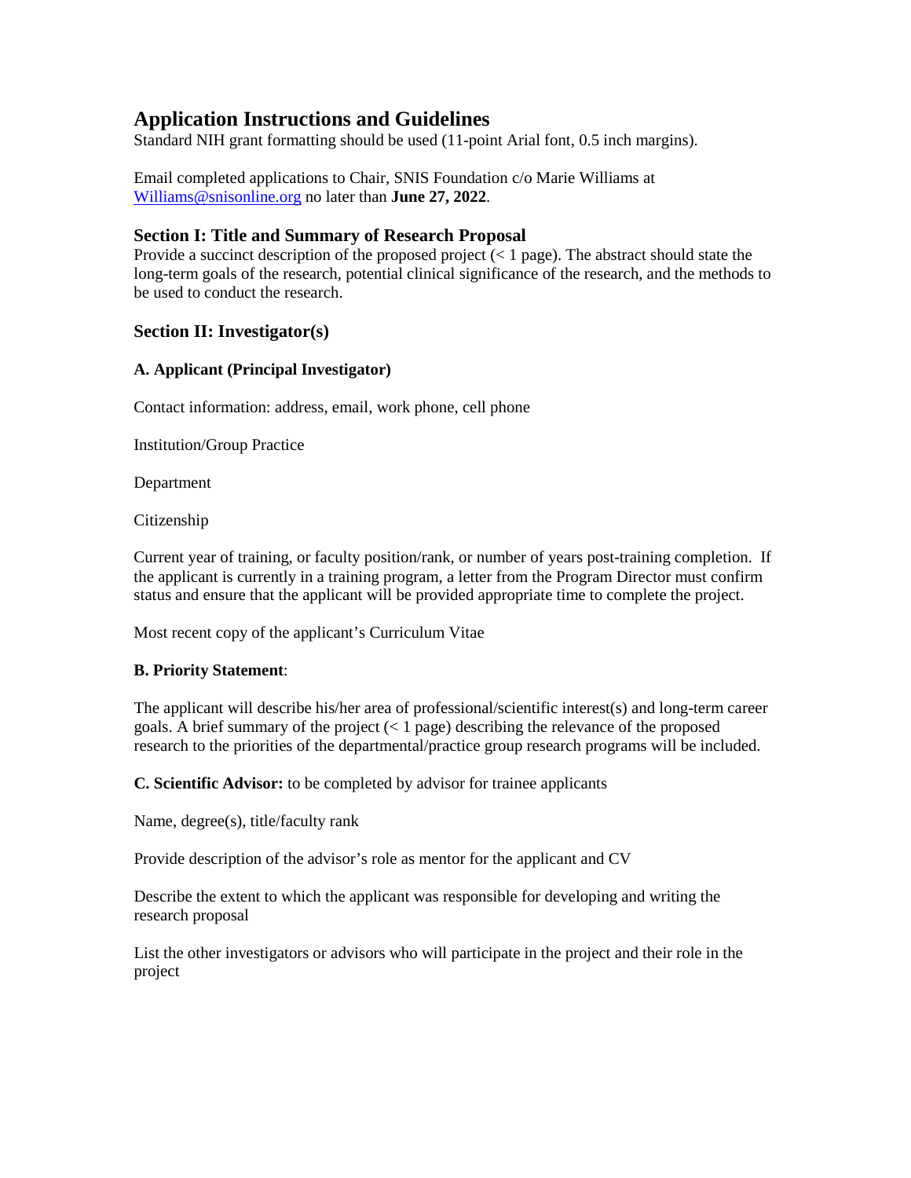# Application Instructions and Guidelines

Standard NIH grant formatting should be used (11-point Arial font, 0.5 inch margins).

Email completed applications to Chair, SNIS Foundation c/o Marie Williams at Williams@snisonline.org no later than **June 27, 2022**.

### Section I: Title and Summary of Research Proposal

Provide a succinct description of the proposed project (< 1 page). The abstract should state the long-term goals of the research, potential clinical significance of the research, and the methods to be used to conduct the research.

### Section II: Investigator(s)

**A. Applicant (Principal Investigator)**

Contact information: address, email, work phone, cell phone

Institution/Group Practice

Department

Citizenship

Current year of training, or faculty position/rank, or number of years post-training completion. If the applicant is currently in a training program, a letter from the Program Director must confirm status and ensure that the applicant will be provided appropriate time to complete the project.

Most recent copy of the applicant's Curriculum Vitae

**B. Priority Statement**:

The applicant will describe his/her area of professional/scientific interest(s) and long-term career goals. A brief summary of the project (< 1 page) describing the relevance of the proposed research to the priorities of the departmental/practice group research programs will be included.

**C. Scientific Advisor:** to be completed by advisor for trainee applicants

Name, degree(s), title/faculty rank

Provide description of the advisor's role as mentor for the applicant and CV

Describe the extent to which the applicant was responsible for developing and writing the research proposal

List the other investigators or advisors who will participate in the project and their role in the project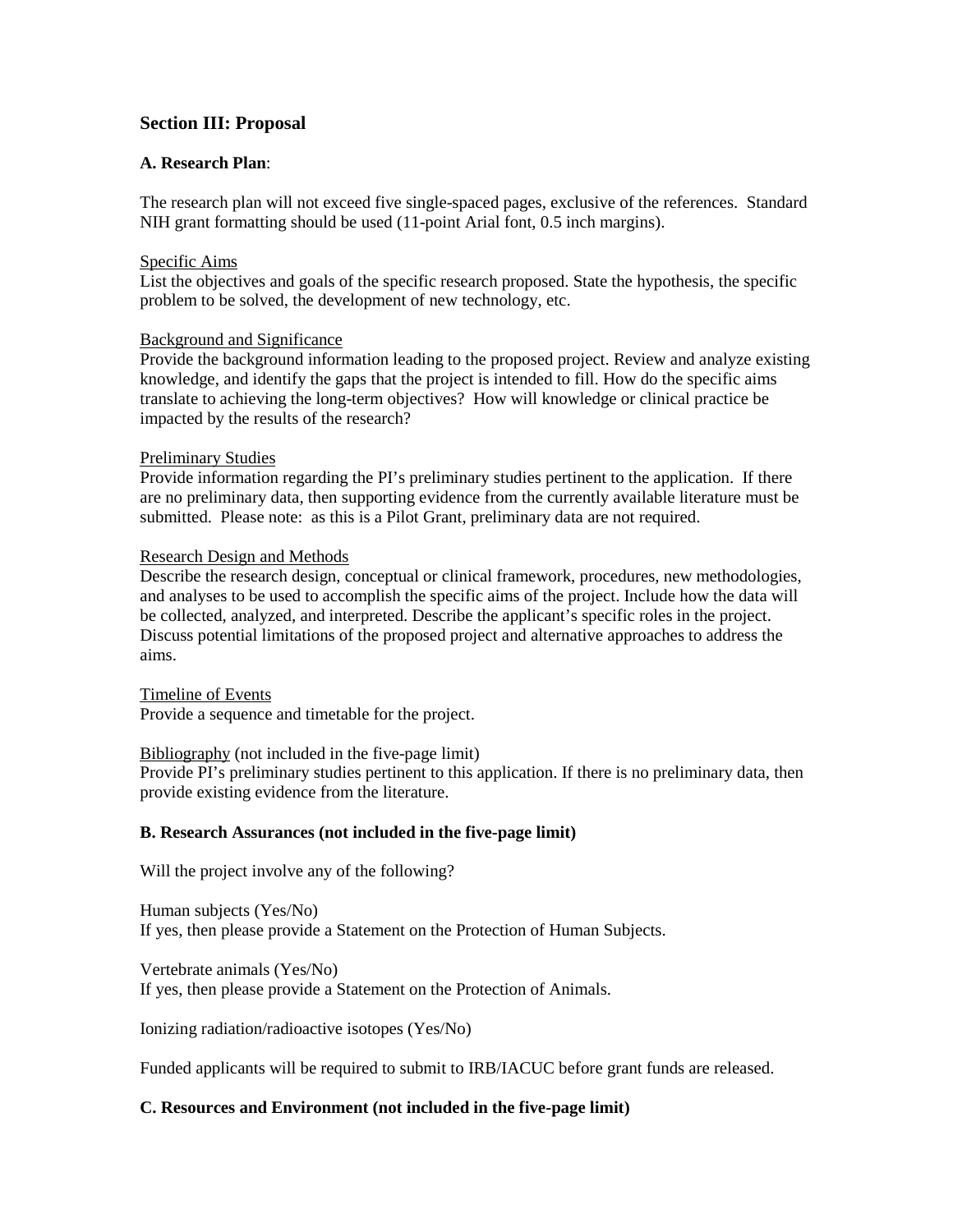## Section III: Proposal

### A. Research Plan:

The research plan will not exceed five single-spaced pages, exclusive of the references. Standard NIH grant formatting should be used (11-point Arial font, 0.5 inch margins).

Specific Aims
List the objectives and goals of the specific research proposed. State the hypothesis, the specific problem to be solved, the development of new technology, etc.

Background and Significance
Provide the background information leading to the proposed project. Review and analyze existing knowledge, and identify the gaps that the project is intended to fill. How do the specific aims translate to achieving the long-term objectives? How will knowledge or clinical practice be impacted by the results of the research?

Preliminary Studies
Provide information regarding the PI's preliminary studies pertinent to the application. If there are no preliminary data, then supporting evidence from the currently available literature must be submitted. Please note: as this is a Pilot Grant, preliminary data are not required.

Research Design and Methods
Describe the research design, conceptual or clinical framework, procedures, new methodologies, and analyses to be used to accomplish the specific aims of the project. Include how the data will be collected, analyzed, and interpreted. Describe the applicant's specific roles in the project. Discuss potential limitations of the proposed project and alternative approaches to address the aims.

Timeline of Events
Provide a sequence and timetable for the project.

Bibliography (not included in the five-page limit)
Provide PI's preliminary studies pertinent to this application. If there is no preliminary data, then provide existing evidence from the literature.

### B. Research Assurances (not included in the five-page limit)

Will the project involve any of the following?

Human subjects (Yes/No)
If yes, then please provide a Statement on the Protection of Human Subjects.

Vertebrate animals (Yes/No)
If yes, then please provide a Statement on the Protection of Animals.

Ionizing radiation/radioactive isotopes (Yes/No)

Funded applicants will be required to submit to IRB/IACUC before grant funds are released.

### C. Resources and Environment (not included in the five-page limit)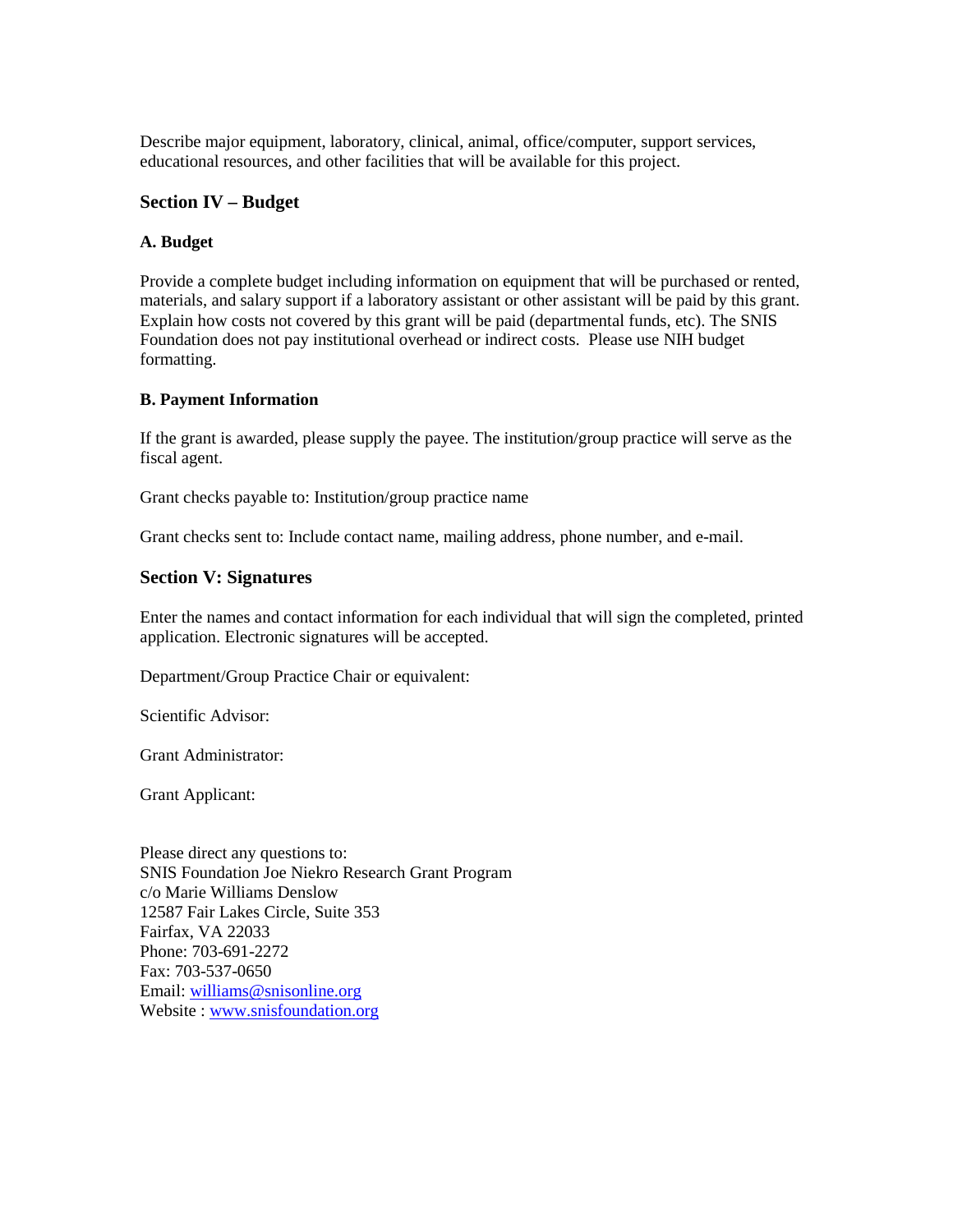Describe major equipment, laboratory, clinical, animal, office/computer, support services, educational resources, and other facilities that will be available for this project.

## Section IV – Budget

### A. Budget

Provide a complete budget including information on equipment that will be purchased or rented, materials, and salary support if a laboratory assistant or other assistant will be paid by this grant. Explain how costs not covered by this grant will be paid (departmental funds, etc). The SNIS Foundation does not pay institutional overhead or indirect costs. Please use NIH budget formatting.

### B. Payment Information

If the grant is awarded, please supply the payee. The institution/group practice will serve as the fiscal agent.

Grant checks payable to: Institution/group practice name

Grant checks sent to: Include contact name, mailing address, phone number, and e-mail.

## Section V: Signatures

Enter the names and contact information for each individual that will sign the completed, printed application. Electronic signatures will be accepted.

Department/Group Practice Chair or equivalent:

Scientific Advisor:

Grant Administrator:

Grant Applicant:

Please direct any questions to:
SNIS Foundation Joe Niekro Research Grant Program
c/o Marie Williams Denslow
12587 Fair Lakes Circle, Suite 353
Fairfax, VA 22033
Phone: 703-691-2272
Fax: 703-537-0650
Email: williams@snisonline.org
Website : www.snisfoundation.org